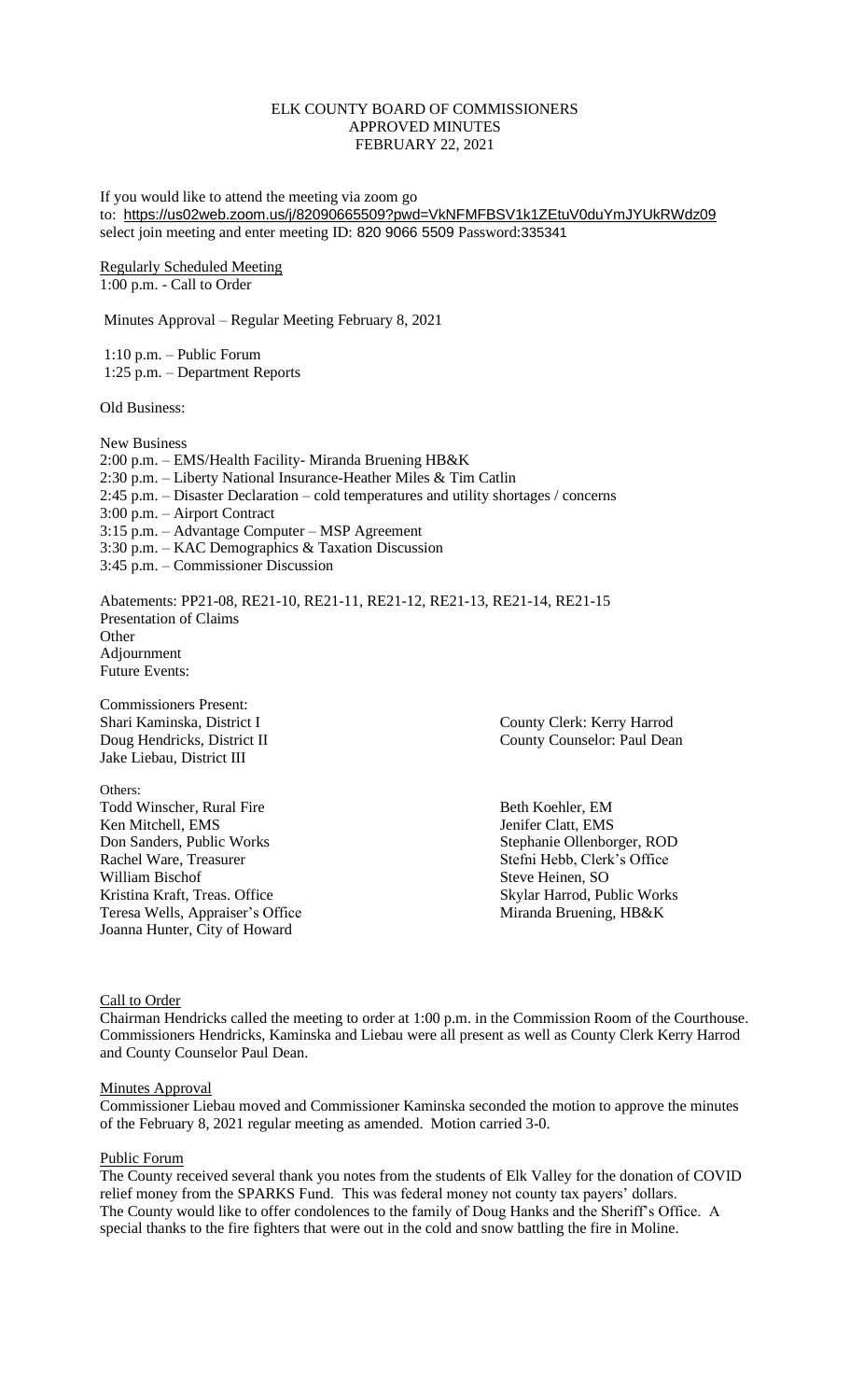# ELK COUNTY BOARD OF COMMISSIONERS
## APPROVED MINUTES
## FEBRUARY 22, 2021

If you would like to attend the meeting via zoom go to: https://us02web.zoom.us/j/82090665509?pwd=VkNFMFBSV1k1ZEtuV0duYmJYUkRWdz09 select join meeting and enter meeting ID: 820 9066 5509 Password:335341

Regularly Scheduled Meeting
1:00 p.m. - Call to Order

Minutes Approval – Regular Meeting February 8, 2021

1:10 p.m. – Public Forum
1:25 p.m. – Department Reports

Old Business:

New Business
2:00 p.m. – EMS/Health Facility- Miranda Bruening HB&K
2:30 p.m. – Liberty National Insurance-Heather Miles & Tim Catlin
2:45 p.m. – Disaster Declaration – cold temperatures and utility shortages / concerns
3:00 p.m. – Airport Contract
3:15 p.m. – Advantage Computer – MSP Agreement
3:30 p.m. – KAC Demographics & Taxation Discussion
3:45 p.m. – Commissioner Discussion

Abatements: PP21-08, RE21-10, RE21-11, RE21-12, RE21-13, RE21-14, RE21-15
Presentation of Claims
Other
Adjournment
Future Events:

Commissioners Present:
Shari Kaminska, District I
Doug Hendricks, District II
Jake Liebau, District III

County Clerk: Kerry Harrod
County Counselor: Paul Dean

Others:
Todd Winscher, Rural Fire
Ken Mitchell, EMS
Don Sanders, Public Works
Rachel Ware, Treasurer
William Bischof
Kristina Kraft, Treas. Office
Teresa Wells, Appraiser's Office
Joanna Hunter, City of Howard
Beth Koehler, EM
Jenifer Clatt, EMS
Stephanie Ollenborger, ROD
Stefni Hebb, Clerk's Office
Steve Heinen, SO
Skylar Harrod, Public Works
Miranda Bruening, HB&K

Call to Order
Chairman Hendricks called the meeting to order at 1:00 p.m. in the Commission Room of the Courthouse. Commissioners Hendricks, Kaminska and Liebau were all present as well as County Clerk Kerry Harrod and County Counselor Paul Dean.

Minutes Approval
Commissioner Liebau moved and Commissioner Kaminska seconded the motion to approve the minutes of the February 8, 2021 regular meeting as amended. Motion carried 3-0.

Public Forum
The County received several thank you notes from the students of Elk Valley for the donation of COVID relief money from the SPARKS Fund. This was federal money not county tax payers' dollars.
The County would like to offer condolences to the family of Doug Hanks and the Sheriff's Office. A special thanks to the fire fighters that were out in the cold and snow battling the fire in Moline.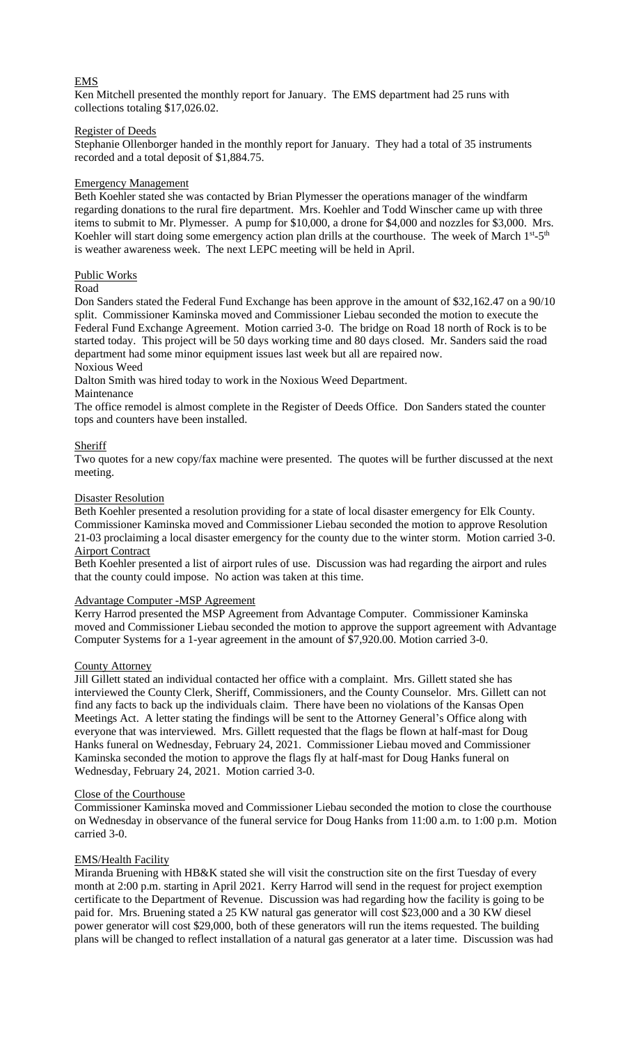## EMS

Ken Mitchell presented the monthly report for January. The EMS department had 25 runs with collections totaling $17,026.02.

## Register of Deeds

Stephanie Ollenborger handed in the monthly report for January. They had a total of 35 instruments recorded and a total deposit of $1,884.75.

## Emergency Management

Beth Koehler stated she was contacted by Brian Plymesser the operations manager of the windfarm regarding donations to the rural fire department. Mrs. Koehler and Todd Winscher came up with three items to submit to Mr. Plymesser. A pump for $10,000, a drone for $4,000 and nozzles for $3,000. Mrs. Koehler will start doing some emergency action plan drills at the courthouse. The week of March 1st-5th is weather awareness week. The next LEPC meeting will be held in April.

## Public Works

### Road

Don Sanders stated the Federal Fund Exchange has been approve in the amount of $32,162.47 on a 90/10 split. Commissioner Kaminska moved and Commissioner Liebau seconded the motion to execute the Federal Fund Exchange Agreement. Motion carried 3-0. The bridge on Road 18 north of Rock is to be started today. This project will be 50 days working time and 80 days closed. Mr. Sanders said the road department had some minor equipment issues last week but all are repaired now.

### Noxious Weed

Dalton Smith was hired today to work in the Noxious Weed Department.

### Maintenance

The office remodel is almost complete in the Register of Deeds Office. Don Sanders stated the counter tops and counters have been installed.

## Sheriff

Two quotes for a new copy/fax machine were presented. The quotes will be further discussed at the next meeting.

## Disaster Resolution

Beth Koehler presented a resolution providing for a state of local disaster emergency for Elk County. Commissioner Kaminska moved and Commissioner Liebau seconded the motion to approve Resolution 21-03 proclaiming a local disaster emergency for the county due to the winter storm. Motion carried 3-0.

## Airport Contract

Beth Koehler presented a list of airport rules of use. Discussion was had regarding the airport and rules that the county could impose. No action was taken at this time.

## Advantage Computer -MSP Agreement

Kerry Harrod presented the MSP Agreement from Advantage Computer. Commissioner Kaminska moved and Commissioner Liebau seconded the motion to approve the support agreement with Advantage Computer Systems for a 1-year agreement in the amount of $7,920.00. Motion carried 3-0.

## County Attorney

Jill Gillett stated an individual contacted her office with a complaint. Mrs. Gillett stated she has interviewed the County Clerk, Sheriff, Commissioners, and the County Counselor. Mrs. Gillett can not find any facts to back up the individuals claim. There have been no violations of the Kansas Open Meetings Act. A letter stating the findings will be sent to the Attorney General's Office along with everyone that was interviewed. Mrs. Gillett requested that the flags be flown at half-mast for Doug Hanks funeral on Wednesday, February 24, 2021. Commissioner Liebau moved and Commissioner Kaminska seconded the motion to approve the flags fly at half-mast for Doug Hanks funeral on Wednesday, February 24, 2021. Motion carried 3-0.

## Close of the Courthouse

Commissioner Kaminska moved and Commissioner Liebau seconded the motion to close the courthouse on Wednesday in observance of the funeral service for Doug Hanks from 11:00 a.m. to 1:00 p.m. Motion carried 3-0.

## EMS/Health Facility

Miranda Bruening with HB&K stated she will visit the construction site on the first Tuesday of every month at 2:00 p.m. starting in April 2021. Kerry Harrod will send in the request for project exemption certificate to the Department of Revenue. Discussion was had regarding how the facility is going to be paid for. Mrs. Bruening stated a 25 KW natural gas generator will cost $23,000 and a 30 KW diesel power generator will cost $29,000, both of these generators will run the items requested. The building plans will be changed to reflect installation of a natural gas generator at a later time. Discussion was had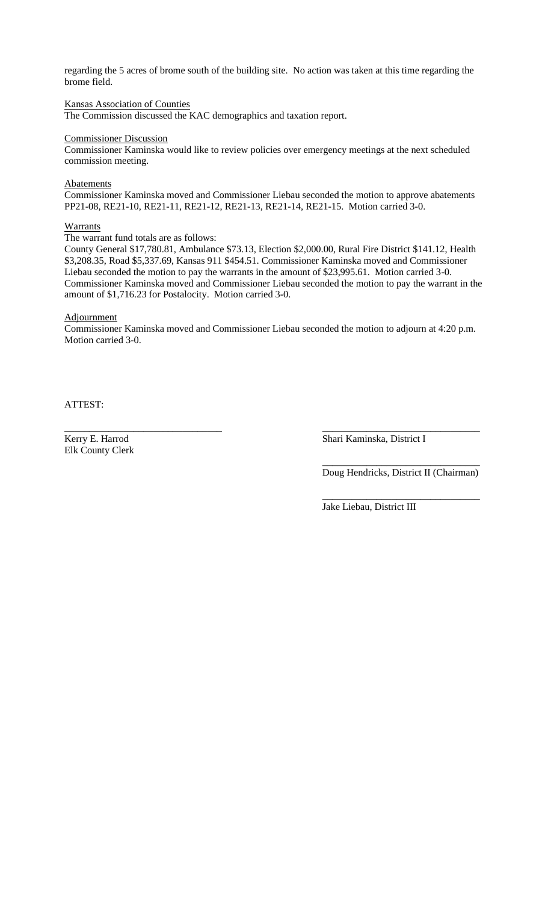regarding the 5 acres of brome south of the building site. No action was taken at this time regarding the brome field.

Kansas Association of Counties
The Commission discussed the KAC demographics and taxation report.

Commissioner Discussion
Commissioner Kaminska would like to review policies over emergency meetings at the next scheduled commission meeting.

Abatements
Commissioner Kaminska moved and Commissioner Liebau seconded the motion to approve abatements PP21-08, RE21-10, RE21-11, RE21-12, RE21-13, RE21-14, RE21-15. Motion carried 3-0.

Warrants
The warrant fund totals are as follows:
County General $17,780.81, Ambulance $73.13, Election $2,000.00, Rural Fire District $141.12, Health $3,208.35, Road $5,337.69, Kansas 911 $454.51. Commissioner Kaminska moved and Commissioner Liebau seconded the motion to pay the warrants in the amount of $23,995.61. Motion carried 3-0. Commissioner Kaminska moved and Commissioner Liebau seconded the motion to pay the warrant in the amount of $1,716.23 for Postalocity. Motion carried 3-0.

Adjournment
Commissioner Kaminska moved and Commissioner Liebau seconded the motion to adjourn at 4:20 p.m. Motion carried 3-0.

ATTEST:

_______________________________
Kerry E. Harrod
Elk County Clerk

_______________________________
Shari Kaminska, District I

_______________________________
Doug Hendricks, District II (Chairman)

_______________________________
Jake Liebau, District III